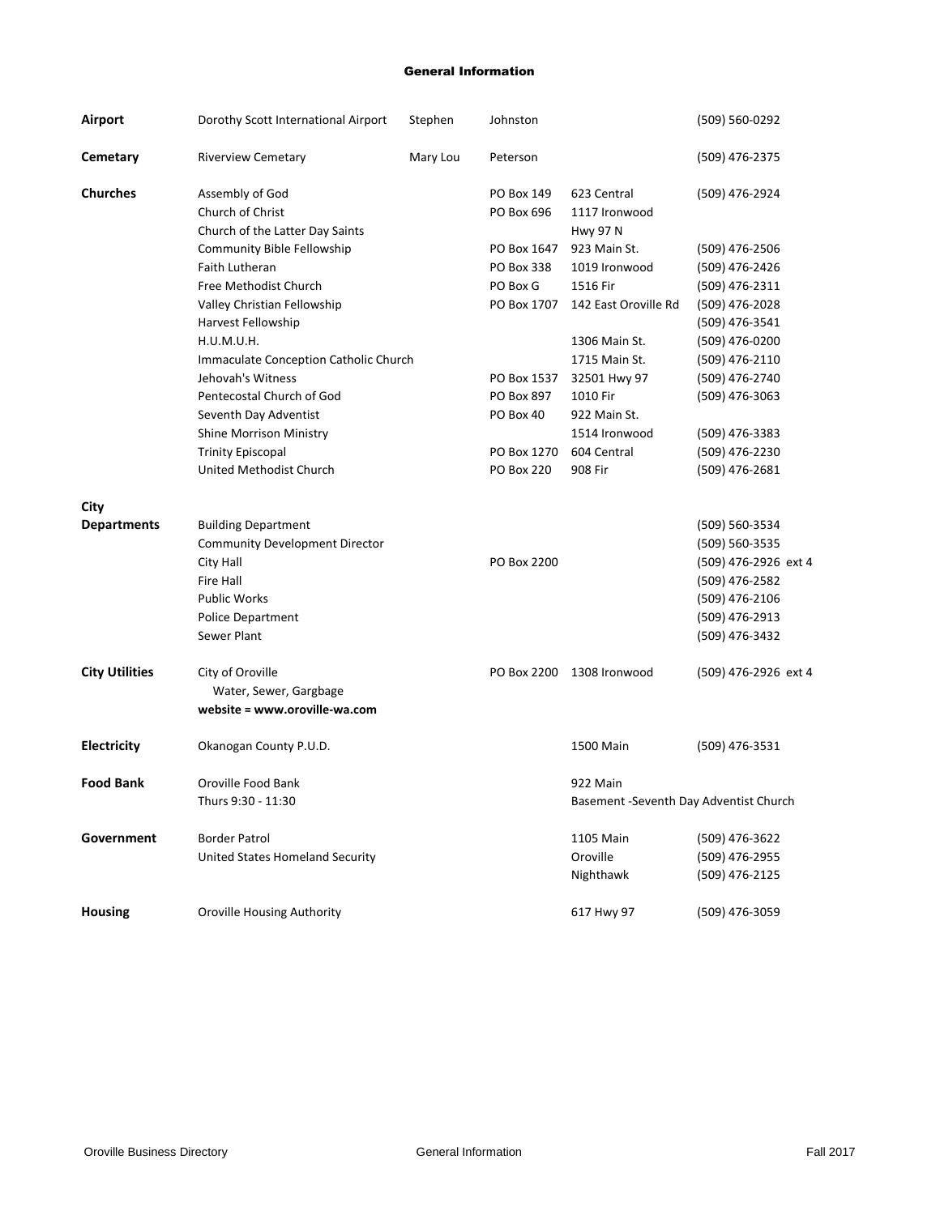# General Information

| Category | Name | First | Last / PO Box | Address | Phone |
|---|---|---|---|---|---|
| **Airport** | Dorothy Scott International Airport | Stephen | Johnston | | (509) 560-0292 |
| **Cemetary** | Riverview Cemetary | Mary Lou | Peterson | | (509) 476-2375 |
| **Churches** | Assembly of God | | PO Box 149 | 623 Central | (509) 476-2924 |
| | Church of Christ | | PO Box 696 | 1117 Ironwood | |
| | Church of the Latter Day Saints | | | Hwy 97 N | |
| | Community Bible Fellowship | | PO Box 1647 | 923 Main St. | (509) 476-2506 |
| | Faith Lutheran | | PO Box 338 | 1019 Ironwood | (509) 476-2426 |
| | Free Methodist Church | | PO Box G | 1516 Fir | (509) 476-2311 |
| | Valley Christian Fellowship | | PO Box 1707 | 142 East Oroville Rd | (509) 476-2028 |
| | Harvest Fellowship | | | | (509) 476-3541 |
| | H.U.M.U.H. | | | 1306 Main St. | (509) 476-0200 |
| | Immaculate Conception Catholic Church | | | 1715 Main St. | (509) 476-2110 |
| | Jehovah's Witness | | PO Box 1537 | 32501 Hwy 97 | (509) 476-2740 |
| | Pentecostal Church of God | | PO Box 897 | 1010 Fir | (509) 476-3063 |
| | Seventh Day Adventist | | PO Box 40 | 922 Main St. | |
| | Shine Morrison Ministry | | | 1514 Ironwood | (509) 476-3383 |
| | Trinity Episcopal | | PO Box 1270 | 604 Central | (509) 476-2230 |
| | United Methodist Church | | PO Box 220 | 908 Fir | (509) 476-2681 |
| **City Departments** | Building Department | | | | (509) 560-3534 |
| | Community Development Director | | | | (509) 560-3535 |
| | City Hall | | PO Box 2200 | | (509) 476-2926 ext 4 |
| | Fire Hall | | | | (509) 476-2582 |
| | Public Works | | | | (509) 476-2106 |
| | Police Department | | | | (509) 476-2913 |
| | Sewer Plant | | | | (509) 476-3432 |
| **City Utilities** | City of Oroville | | PO Box 2200 | 1308 Ironwood | (509) 476-2926 ext 4 |
| | Water, Sewer, Gargbage | | | | |
| | **website = www.oroville-wa.com** | | | | |
| **Electricity** | Okanogan County P.U.D. | | | 1500 Main | (509) 476-3531 |
| **Food Bank** | Oroville Food Bank | | | 922 Main | |
| | Thurs 9:30 - 11:30 | | | Basement -Seventh Day Adventist Church | |
| **Government** | Border Patrol | | | 1105 Main | (509) 476-3622 |
| | United States Homeland Security | | | Oroville | (509) 476-2955 |
| | | | | Nighthawk | (509) 476-2125 |
| **Housing** | Oroville Housing Authority | | | 617 Hwy 97 | (509) 476-3059 |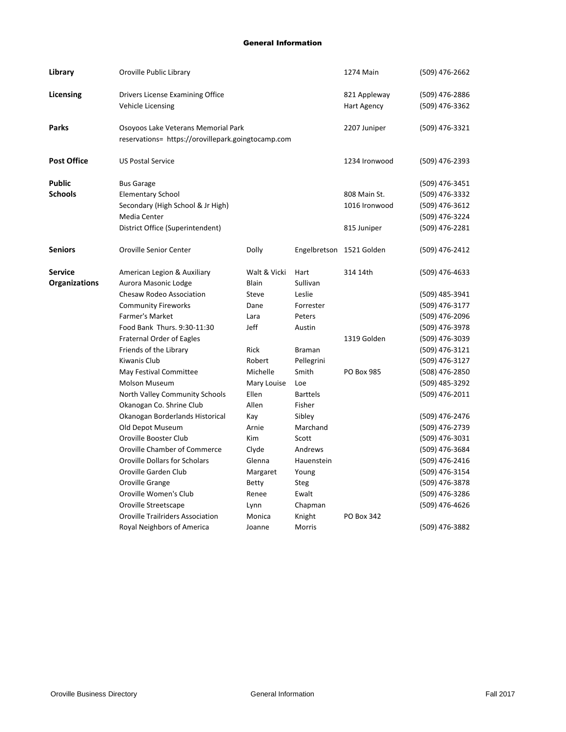## General Information

| Category | Name | First | Last | Address | Phone |
|---|---|---|---|---|---|
| **Library** | Oroville Public Library | | | 1274 Main | (509) 476-2662 |
| **Licensing** | Drivers License Examining Office | | | 821 Appleway | (509) 476-2886 |
| | Vehicle Licensing | | | Hart Agency | (509) 476-3362 |
| **Parks** | Osoyoos Lake Veterans Memorial Park | | | 2207 Juniper | (509) 476-3321 |
| | reservations= https://orovillepark.goingtocamp.com | | | | |
| **Post Office** | US Postal Service | | | 1234 Ironwood | (509) 476-2393 |
| **Public Schools** | Bus Garage | | | | (509) 476-3451 |
| | Elementary School | | | 808 Main St. | (509) 476-3332 |
| | Secondary (High School & Jr High) | | | 1016 Ironwood | (509) 476-3612 |
| | Media Center | | | | (509) 476-3224 |
| | District Office (Superintendent) | | | 815 Juniper | (509) 476-2281 |
| **Seniors** | Oroville Senior Center | Dolly | Engelbretson | 1521 Golden | (509) 476-2412 |
| **Service Organizations** | American Legion & Auxiliary | Walt & Vicki | Hart | 314 14th | (509) 476-4633 |
| | Aurora Masonic Lodge | Blain | Sullivan | | |
| | Chesaw Rodeo Association | Steve | Leslie | | (509) 485-3941 |
| | Community Fireworks | Dane | Forrester | | (509) 476-3177 |
| | Farmer's Market | Lara | Peters | | (509) 476-2096 |
| | Food Bank Thurs. 9:30-11:30 | Jeff | Austin | | (509) 476-3978 |
| | Fraternal Order of Eagles | | | 1319 Golden | (509) 476-3039 |
| | Friends of the Library | Rick | Braman | | (509) 476-3121 |
| | Kiwanis Club | Robert | Pellegrini | | (509) 476-3127 |
| | May Festival Committee | Michelle | Smith | PO Box 985 | (508) 476-2850 |
| | Molson Museum | Mary Louise | Loe | | (509) 485-3292 |
| | North Valley Community Schools | Ellen | Barttels | | (509) 476-2011 |
| | Okanogan Co. Shrine Club | Allen | Fisher | | |
| | Okanogan Borderlands Historical | Kay | Sibley | | (509) 476-2476 |
| | Old Depot Museum | Arnie | Marchand | | (509) 476-2739 |
| | Oroville Booster Club | Kim | Scott | | (509) 476-3031 |
| | Oroville Chamber of Commerce | Clyde | Andrews | | (509) 476-3684 |
| | Oroville Dollars for Scholars | Glenna | Hauenstein | | (509) 476-2416 |
| | Oroville Garden Club | Margaret | Young | | (509) 476-3154 |
| | Oroville Grange | Betty | Steg | | (509) 476-3878 |
| | Oroville Women's Club | Renee | Ewalt | | (509) 476-3286 |
| | Oroville Streetscape | Lynn | Chapman | | (509) 476-4626 |
| | Oroville Trailriders Association | Monica | Knight | PO Box 342 | |
| | Royal Neighbors of America | Joanne | Morris | | (509) 476-3882 |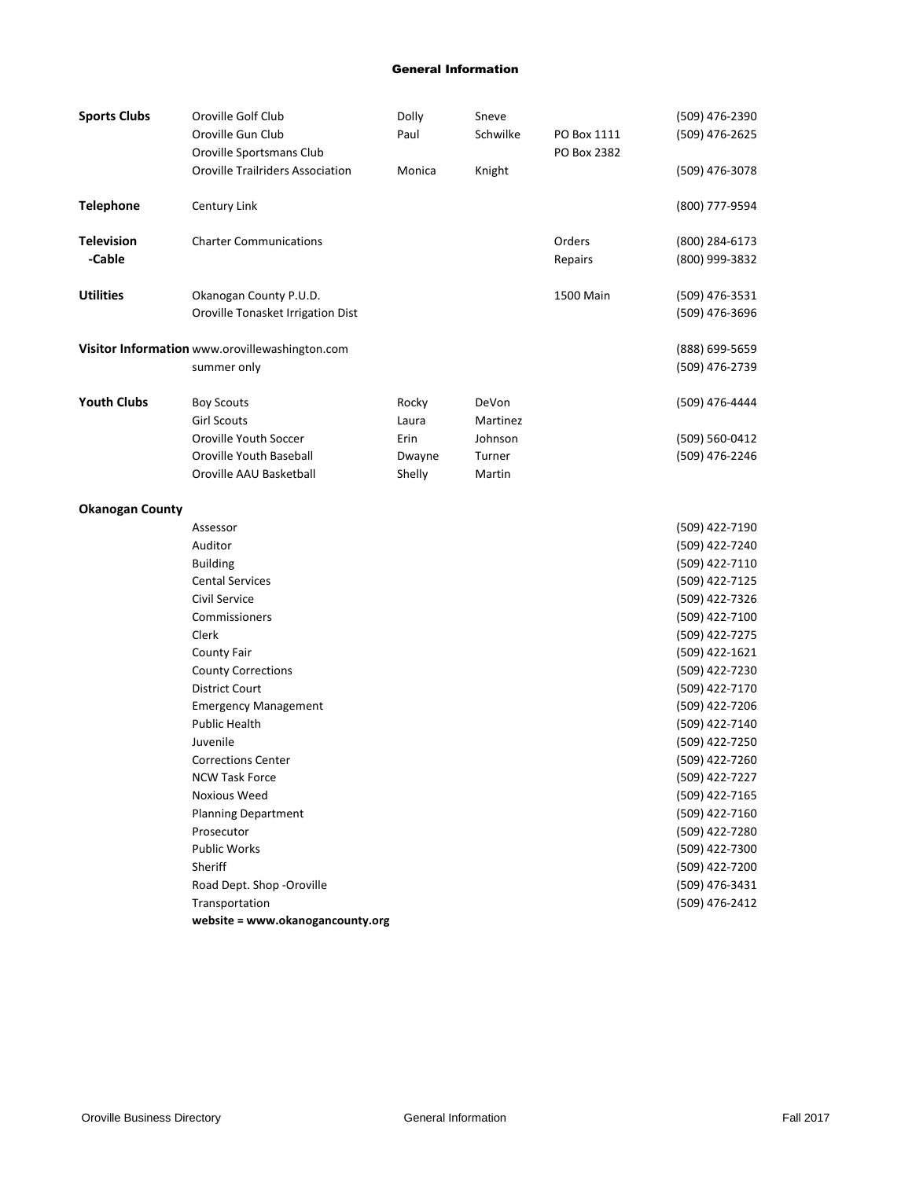## General Information

| | | | | | |
|---|---|---|---|---|---|
| **Sports Clubs** | Oroville Golf Club | Dolly | Sneve | | (509) 476-2390 |
| | Oroville Gun Club | Paul | Schwilke | PO Box 1111 | (509) 476-2625 |
| | Oroville Sportsmans Club | | | PO Box 2382 | |
| | Oroville Trailriders Association | Monica | Knight | | (509) 476-3078 |
| **Telephone** | Century Link | | | | (800) 777-9594 |
| **Television -Cable** | Charter Communications | | | Orders | (800) 284-6173 |
| | | | | Repairs | (800) 999-3832 |
| **Utilities** | Okanogan County P.U.D. | | | 1500 Main | (509) 476-3531 |
| | Oroville Tonasket Irrigation Dist | | | | (509) 476-3696 |
| **Visitor Information** | www.orovillewashington.com | | | | (888) 699-5659 |
| | summer only | | | | (509) 476-2739 |
| **Youth Clubs** | Boy Scouts | Rocky | DeVon | | (509) 476-4444 |
| | Girl Scouts | Laura | Martinez | | |
| | Oroville Youth Soccer | Erin | Johnson | | (509) 560-0412 |
| | Oroville Youth Baseball | Dwayne | Turner | | (509) 476-2246 |
| | Oroville AAU Basketball | Shelly | Martin | | |
| **Okanogan County** | | | | | |
| | Assessor | | | | (509) 422-7190 |
| | Auditor | | | | (509) 422-7240 |
| | Building | | | | (509) 422-7110 |
| | Cental Services | | | | (509) 422-7125 |
| | Civil Service | | | | (509) 422-7326 |
| | Commissioners | | | | (509) 422-7100 |
| | Clerk | | | | (509) 422-7275 |
| | County Fair | | | | (509) 422-1621 |
| | County Corrections | | | | (509) 422-7230 |
| | District Court | | | | (509) 422-7170 |
| | Emergency Management | | | | (509) 422-7206 |
| | Public Health | | | | (509) 422-7140 |
| | Juvenile | | | | (509) 422-7250 |
| | Corrections Center | | | | (509) 422-7260 |
| | NCW Task Force | | | | (509) 422-7227 |
| | Noxious Weed | | | | (509) 422-7165 |
| | Planning Department | | | | (509) 422-7160 |
| | Prosecutor | | | | (509) 422-7280 |
| | Public Works | | | | (509) 422-7300 |
| | Sheriff | | | | (509) 422-7200 |
| | Road Dept. Shop -Oroville | | | | (509) 476-3431 |
| | Transportation | | | | (509) 476-2412 |
| | **website = www.okanogancounty.org** | | | | |